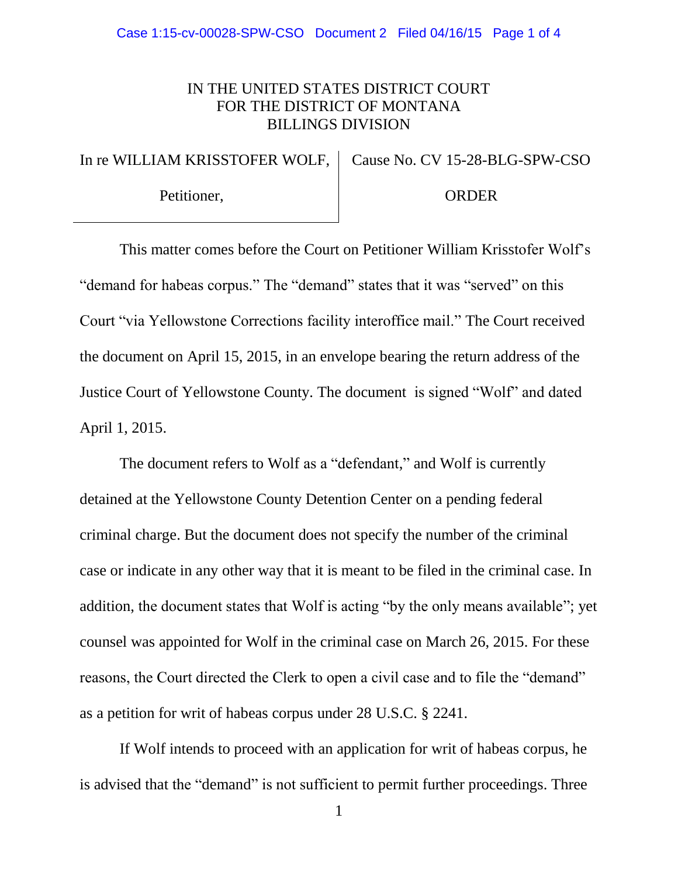IN THE UNITED STATES DISTRICT COURT
FOR THE DISTRICT OF MONTANA
BILLINGS DIVISION

| In re WILLIAM KRISSTOFER WOLF, Petitioner, | Cause No. CV 15-28-BLG-SPW-CSO ORDER |
|---|---|

This matter comes before the Court on Petitioner William Krisstofer Wolf's "demand for habeas corpus." The "demand" states that it was "served" on this Court "via Yellowstone Corrections facility interoffice mail." The Court received the document on April 15, 2015, in an envelope bearing the return address of the Justice Court of Yellowstone County. The document is signed "Wolf" and dated April 1, 2015.

The document refers to Wolf as a "defendant," and Wolf is currently detained at the Yellowstone County Detention Center on a pending federal criminal charge. But the document does not specify the number of the criminal case or indicate in any other way that it is meant to be filed in the criminal case. In addition, the document states that Wolf is acting "by the only means available"; yet counsel was appointed for Wolf in the criminal case on March 26, 2015. For these reasons, the Court directed the Clerk to open a civil case and to file the "demand" as a petition for writ of habeas corpus under 28 U.S.C. § 2241.

If Wolf intends to proceed with an application for writ of habeas corpus, he is advised that the "demand" is not sufficient to permit further proceedings. Three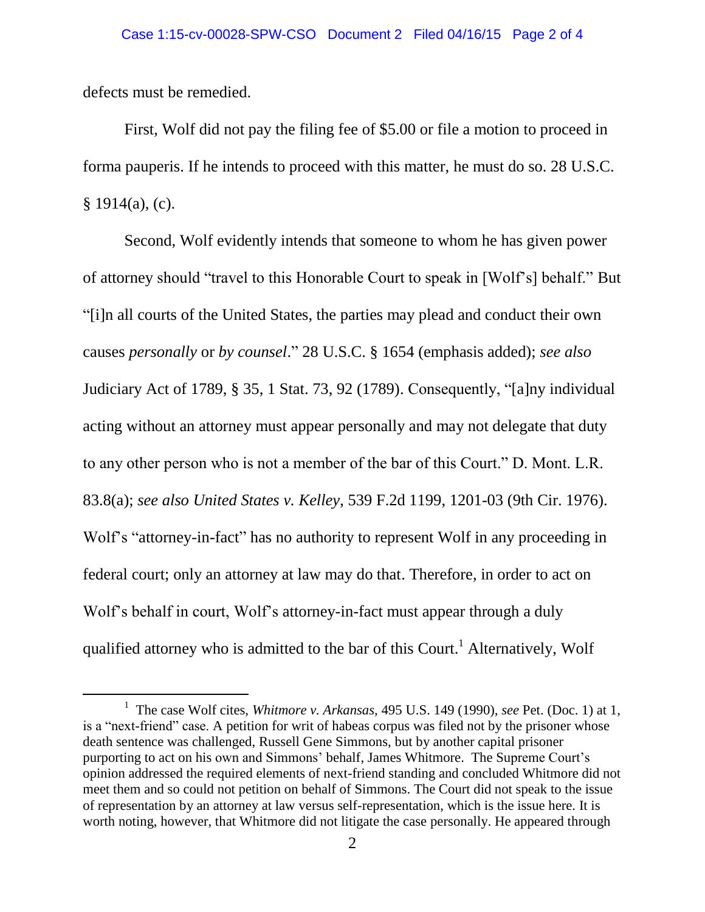defects must be remedied.

First, Wolf did not pay the filing fee of $5.00 or file a motion to proceed in forma pauperis. If he intends to proceed with this matter, he must do so. 28 U.S.C. § 1914(a), (c).

Second, Wolf evidently intends that someone to whom he has given power of attorney should "travel to this Honorable Court to speak in [Wolf's] behalf." But "[i]n all courts of the United States, the parties may plead and conduct their own causes *personally* or *by counsel*." 28 U.S.C. § 1654 (emphasis added); *see also* Judiciary Act of 1789, § 35, 1 Stat. 73, 92 (1789). Consequently, "[a]ny individual acting without an attorney must appear personally and may not delegate that duty to any other person who is not a member of the bar of this Court." D. Mont. L.R. 83.8(a); *see also United States v. Kelley*, 539 F.2d 1199, 1201-03 (9th Cir. 1976). Wolf's "attorney-in-fact" has no authority to represent Wolf in any proceeding in federal court; only an attorney at law may do that. Therefore, in order to act on Wolf's behalf in court, Wolf's attorney-in-fact must appear through a duly qualified attorney who is admitted to the bar of this Court.[1] Alternatively, Wolf

[1] The case Wolf cites, *Whitmore v. Arkansas*, 495 U.S. 149 (1990), *see* Pet. (Doc. 1) at 1, is a "next-friend" case. A petition for writ of habeas corpus was filed not by the prisoner whose death sentence was challenged, Russell Gene Simmons, but by another capital prisoner purporting to act on his own and Simmons' behalf, James Whitmore. The Supreme Court's opinion addressed the required elements of next-friend standing and concluded Whitmore did not meet them and so could not petition on behalf of Simmons. The Court did not speak to the issue of representation by an attorney at law versus self-representation, which is the issue here. It is worth noting, however, that Whitmore did not litigate the case personally. He appeared through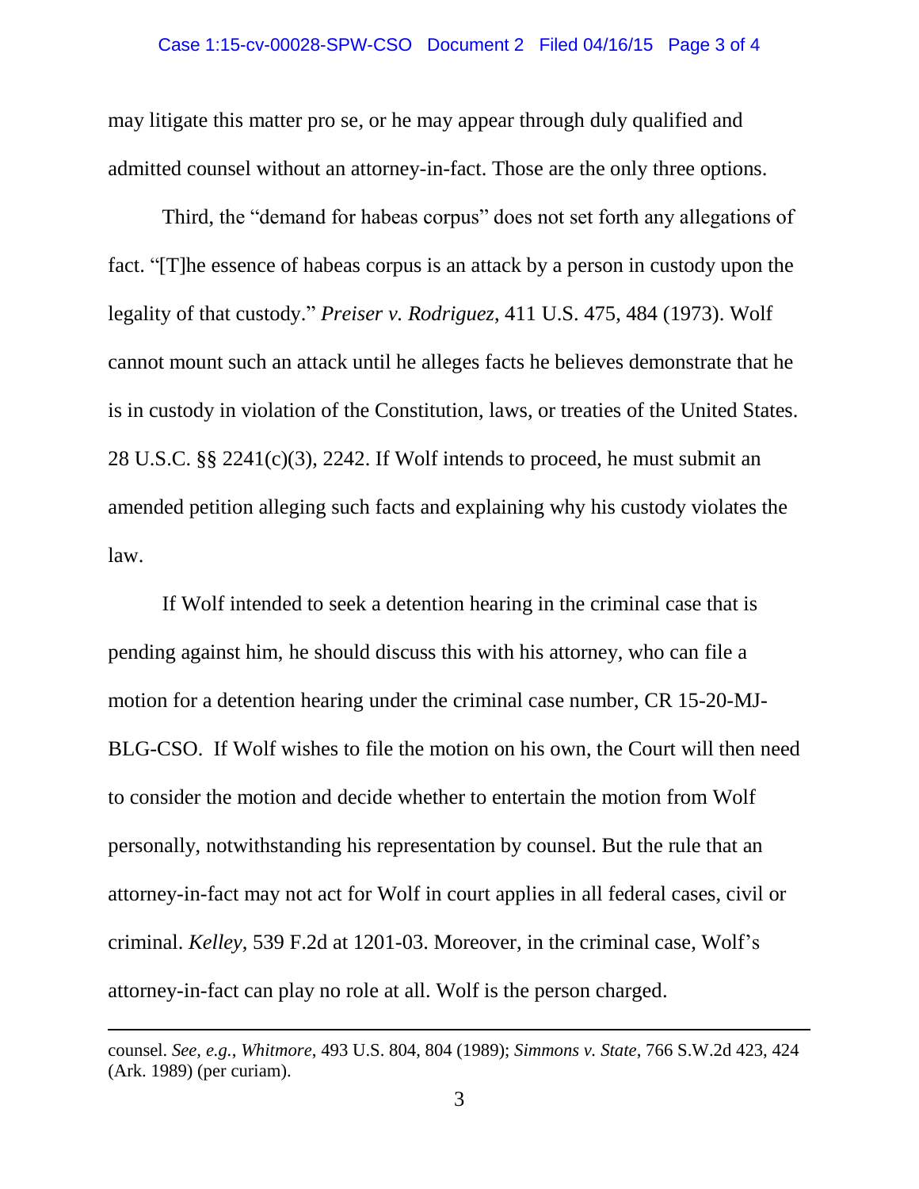may litigate this matter pro se, or he may appear through duly qualified and admitted counsel without an attorney-in-fact. Those are the only three options.

Third, the "demand for habeas corpus" does not set forth any allegations of fact. "[T]he essence of habeas corpus is an attack by a person in custody upon the legality of that custody." *Preiser v. Rodriguez*, 411 U.S. 475, 484 (1973). Wolf cannot mount such an attack until he alleges facts he believes demonstrate that he is in custody in violation of the Constitution, laws, or treaties of the United States. 28 U.S.C. §§ 2241(c)(3), 2242. If Wolf intends to proceed, he must submit an amended petition alleging such facts and explaining why his custody violates the law.

If Wolf intended to seek a detention hearing in the criminal case that is pending against him, he should discuss this with his attorney, who can file a motion for a detention hearing under the criminal case number, CR 15-20-MJ-BLG-CSO. If Wolf wishes to file the motion on his own, the Court will then need to consider the motion and decide whether to entertain the motion from Wolf personally, notwithstanding his representation by counsel. But the rule that an attorney-in-fact may not act for Wolf in court applies in all federal cases, civil or criminal. *Kelley*, 539 F.2d at 1201-03. Moreover, in the criminal case, Wolf's attorney-in-fact can play no role at all. Wolf is the person charged.

---

counsel. *See, e.g.*, *Whitmore*, 493 U.S. 804, 804 (1989); *Simmons v. State*, 766 S.W.2d 423, 424 (Ark. 1989) (per curiam).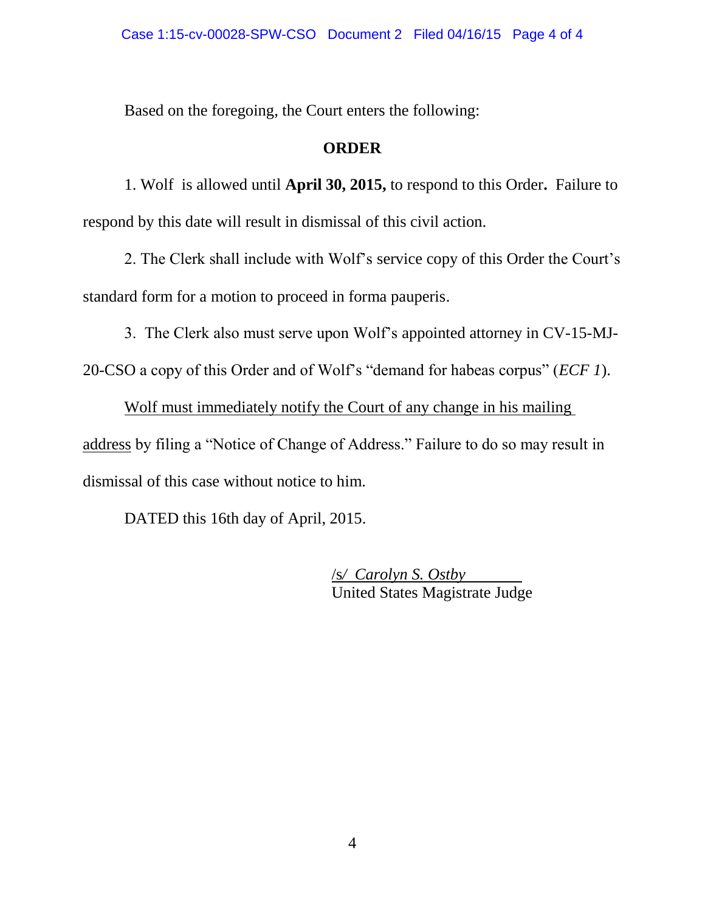Based on the foregoing, the Court enters the following:

**ORDER**

1. Wolf is allowed until **April 30, 2015,** to respond to this Order**.** Failure to respond by this date will result in dismissal of this civil action.

2. The Clerk shall include with Wolf's service copy of this Order the Court's standard form for a motion to proceed in forma pauperis.

3. The Clerk also must serve upon Wolf's appointed attorney in CV-15-MJ-20-CSO a copy of this Order and of Wolf's "demand for habeas corpus" (*ECF 1*).

<u>Wolf must immediately notify the Court of any change in his mailing address</u> by filing a "Notice of Change of Address." Failure to do so may result in dismissal of this case without notice to him.

DATED this 16th day of April, 2015.

/s/ *Carolyn S. Ostby*
United States Magistrate Judge